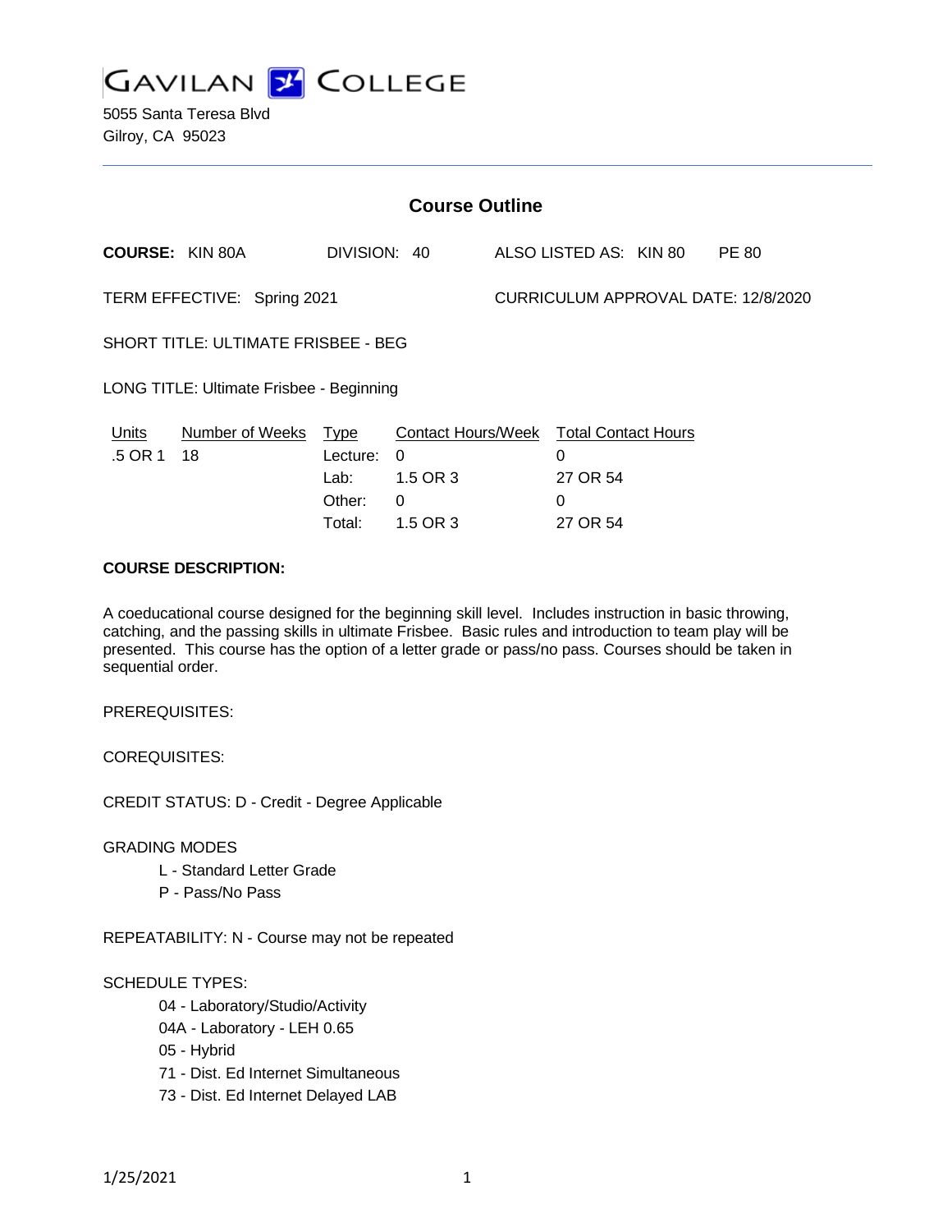# GAVILAN COLLEGE

5055 Santa Teresa Blvd
Gilroy, CA 95023

## Course Outline

**COURSE:** KIN 80A DIVISION: 40 ALSO LISTED AS: KIN 80 PE 80

TERM EFFECTIVE: Spring 2021 CURRICULUM APPROVAL DATE: 12/8/2020

SHORT TITLE: ULTIMATE FRISBEE - BEG

LONG TITLE: Ultimate Frisbee - Beginning

| Units | Number of Weeks | Type | Contact Hours/Week | Total Contact Hours |
|---|---|---|---|---|
| .5 OR 1 | 18 | Lecture: | 0 | 0 |
| | | Lab: | 1.5 OR 3 | 27 OR 54 |
| | | Other: | 0 | 0 |
| | | Total: | 1.5 OR 3 | 27 OR 54 |

**COURSE DESCRIPTION:**

A coeducational course designed for the beginning skill level. Includes instruction in basic throwing, catching, and the passing skills in ultimate Frisbee. Basic rules and introduction to team play will be presented. This course has the option of a letter grade or pass/no pass. Courses should be taken in sequential order.

PREREQUISITES:

COREQUISITES:

CREDIT STATUS: D - Credit - Degree Applicable

GRADING MODES

- L - Standard Letter Grade
- P - Pass/No Pass

REPEATABILITY: N - Course may not be repeated

SCHEDULE TYPES:

- 04 - Laboratory/Studio/Activity
- 04A - Laboratory - LEH 0.65
- 05 - Hybrid
- 71 - Dist. Ed Internet Simultaneous
- 73 - Dist. Ed Internet Delayed LAB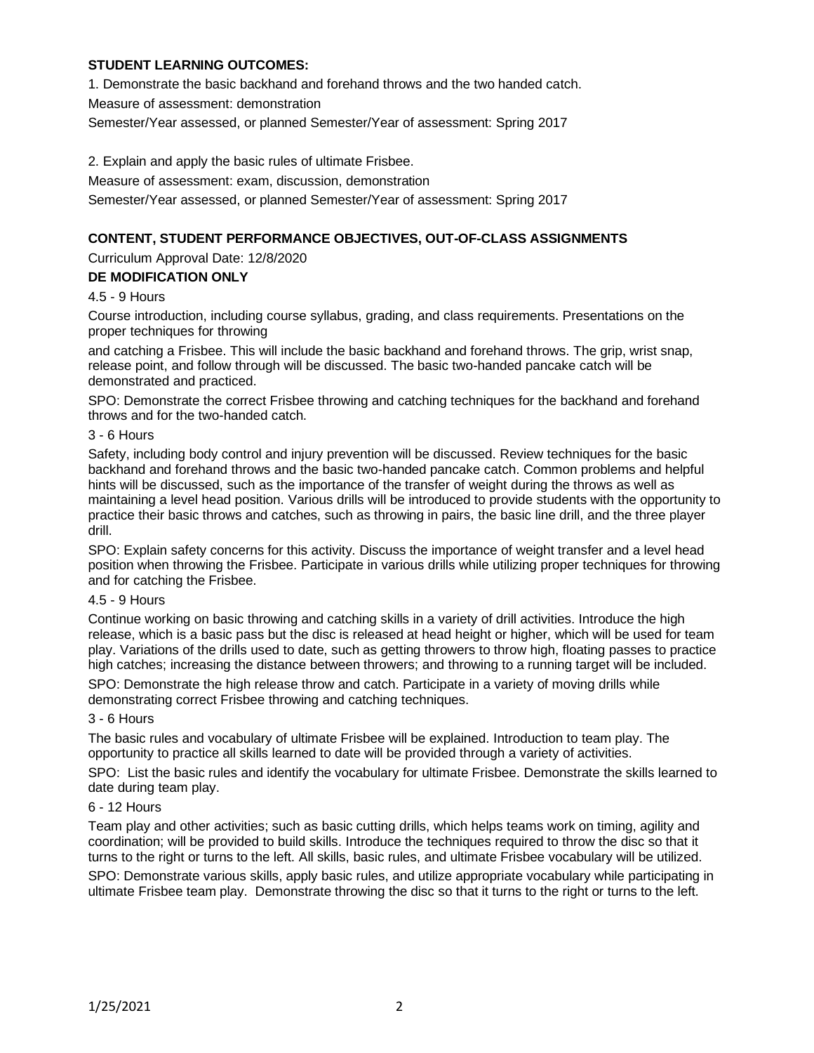## STUDENT LEARNING OUTCOMES:

1. Demonstrate the basic backhand and forehand throws and the two handed catch.

Measure of assessment: demonstration

Semester/Year assessed, or planned Semester/Year of assessment: Spring 2017

2. Explain and apply the basic rules of ultimate Frisbee.

Measure of assessment: exam, discussion, demonstration

Semester/Year assessed, or planned Semester/Year of assessment: Spring 2017

## CONTENT, STUDENT PERFORMANCE OBJECTIVES, OUT-OF-CLASS ASSIGNMENTS

Curriculum Approval Date: 12/8/2020

**DE MODIFICATION ONLY**

4.5 - 9 Hours

Course introduction, including course syllabus, grading, and class requirements. Presentations on the proper techniques for throwing

and catching a Frisbee. This will include the basic backhand and forehand throws. The grip, wrist snap, release point, and follow through will be discussed. The basic two-handed pancake catch will be demonstrated and practiced.

SPO: Demonstrate the correct Frisbee throwing and catching techniques for the backhand and forehand throws and for the two-handed catch.

3 - 6 Hours

Safety, including body control and injury prevention will be discussed. Review techniques for the basic backhand and forehand throws and the basic two-handed pancake catch. Common problems and helpful hints will be discussed, such as the importance of the transfer of weight during the throws as well as maintaining a level head position. Various drills will be introduced to provide students with the opportunity to practice their basic throws and catches, such as throwing in pairs, the basic line drill, and the three player drill.

SPO: Explain safety concerns for this activity. Discuss the importance of weight transfer and a level head position when throwing the Frisbee. Participate in various drills while utilizing proper techniques for throwing and for catching the Frisbee.

4.5 - 9 Hours

Continue working on basic throwing and catching skills in a variety of drill activities. Introduce the high release, which is a basic pass but the disc is released at head height or higher, which will be used for team play. Variations of the drills used to date, such as getting throwers to throw high, floating passes to practice high catches; increasing the distance between throwers; and throwing to a running target will be included.

SPO: Demonstrate the high release throw and catch. Participate in a variety of moving drills while demonstrating correct Frisbee throwing and catching techniques.

3 - 6 Hours

The basic rules and vocabulary of ultimate Frisbee will be explained. Introduction to team play. The opportunity to practice all skills learned to date will be provided through a variety of activities.

SPO: List the basic rules and identify the vocabulary for ultimate Frisbee. Demonstrate the skills learned to date during team play.

6 - 12 Hours

Team play and other activities; such as basic cutting drills, which helps teams work on timing, agility and coordination; will be provided to build skills. Introduce the techniques required to throw the disc so that it turns to the right or turns to the left. All skills, basic rules, and ultimate Frisbee vocabulary will be utilized.

SPO: Demonstrate various skills, apply basic rules, and utilize appropriate vocabulary while participating in ultimate Frisbee team play. Demonstrate throwing the disc so that it turns to the right or turns to the left.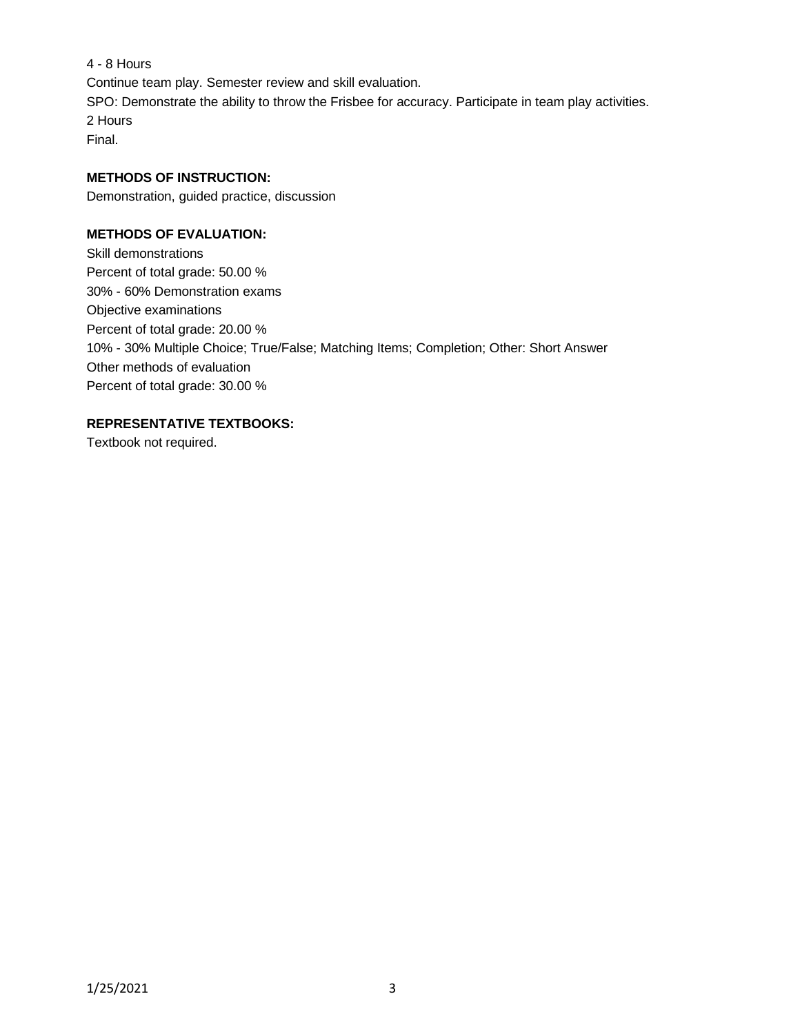4 - 8 Hours

Continue team play. Semester review and skill evaluation.

SPO: Demonstrate the ability to throw the Frisbee for accuracy. Participate in team play activities.

2 Hours

Final.

**METHODS OF INSTRUCTION:**

Demonstration, guided practice, discussion

**METHODS OF EVALUATION:**

Skill demonstrations

Percent of total grade: 50.00 %

30% - 60% Demonstration exams

Objective examinations

Percent of total grade: 20.00 %

10% - 30% Multiple Choice; True/False; Matching Items; Completion; Other: Short Answer

Other methods of evaluation

Percent of total grade: 30.00 %

**REPRESENTATIVE TEXTBOOKS:**

Textbook not required.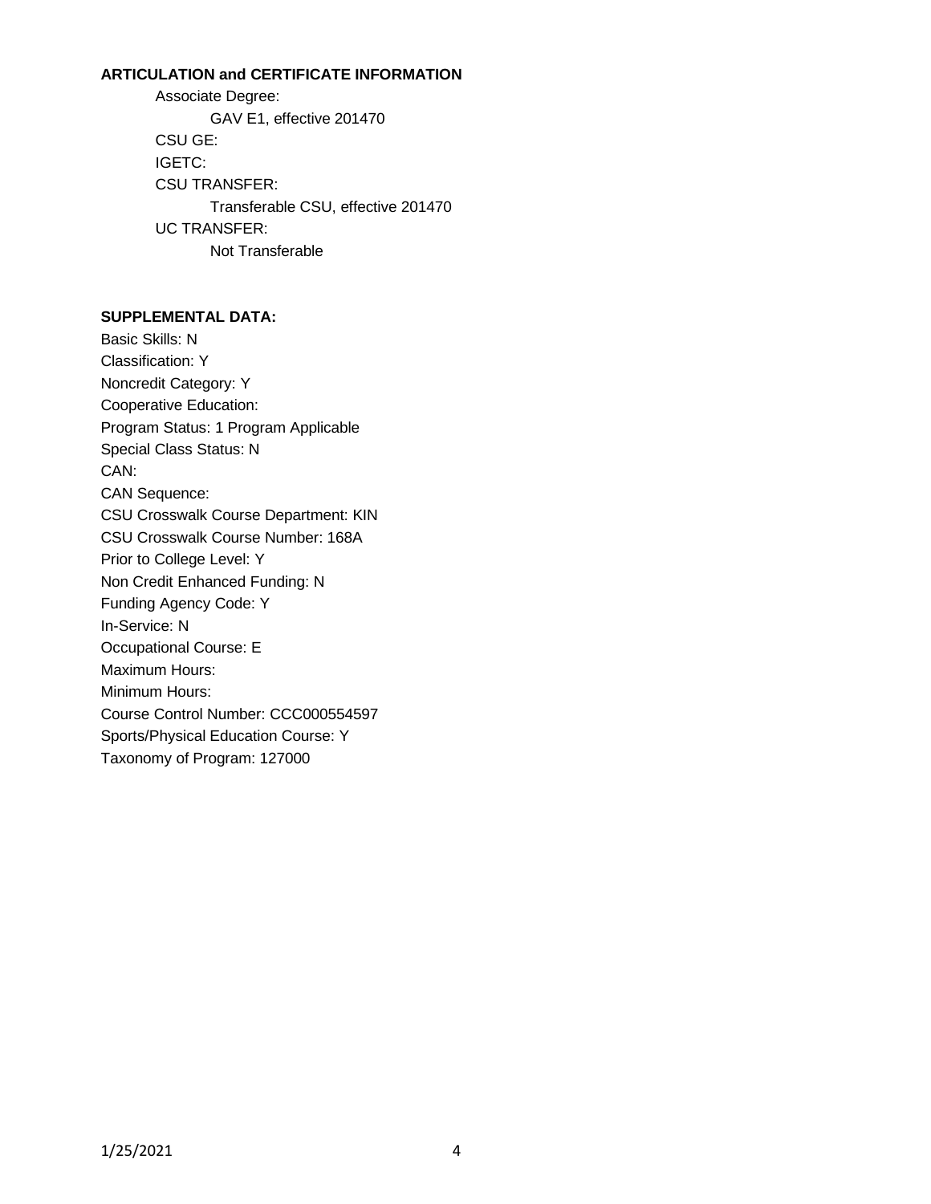**ARTICULATION and CERTIFICATE INFORMATION**

Associate Degree:

GAV E1, effective 201470

CSU GE:

IGETC:

CSU TRANSFER:

Transferable CSU, effective 201470

UC TRANSFER:

Not Transferable

**SUPPLEMENTAL DATA:**

Basic Skills: N
Classification: Y
Noncredit Category: Y
Cooperative Education:
Program Status: 1 Program Applicable
Special Class Status: N
CAN:
CAN Sequence:
CSU Crosswalk Course Department: KIN
CSU Crosswalk Course Number: 168A
Prior to College Level: Y
Non Credit Enhanced Funding: N
Funding Agency Code: Y
In-Service: N
Occupational Course: E
Maximum Hours:
Minimum Hours:
Course Control Number: CCC000554597
Sports/Physical Education Course: Y
Taxonomy of Program: 127000